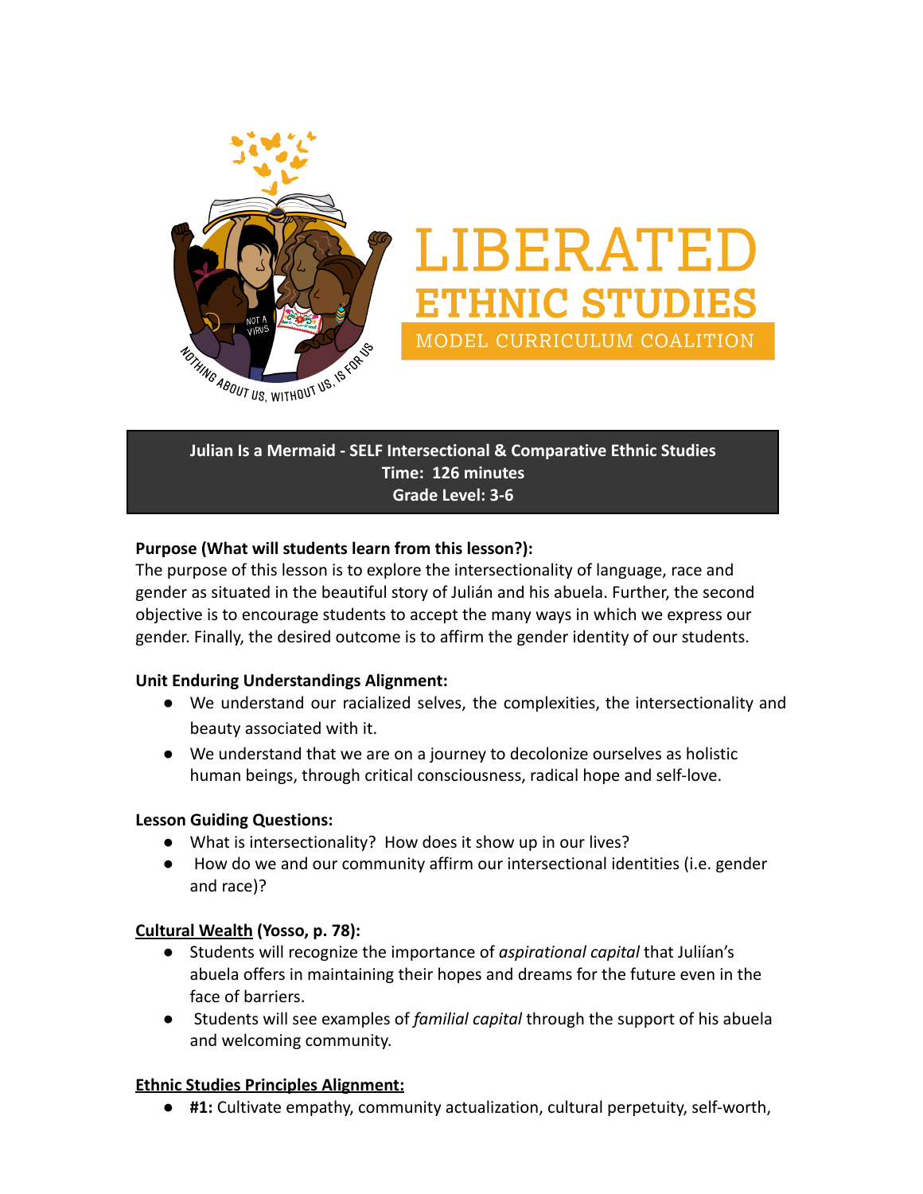# LIBERATED ETHNIC STUDIES

MODEL CURRICULUM COALITION

NOTHING ABOUT US, WITHOUT US, IS FOR US

**Julian Is a Mermaid - SELF Intersectional & Comparative Ethnic Studies**
**Time: 126 minutes**
**Grade Level: 3-6**

**Purpose (What will students learn from this lesson?):**
The purpose of this lesson is to explore the intersectionality of language, race and gender as situated in the beautiful story of Julián and his abuela. Further, the second objective is to encourage students to accept the many ways in which we express our gender. Finally, the desired outcome is to affirm the gender identity of our students.

**Unit Enduring Understandings Alignment:**

- We understand our racialized selves, the complexities, the intersectionality and beauty associated with it.
- We understand that we are on a journey to decolonize ourselves as holistic human beings, through critical consciousness, radical hope and self-love.

**Lesson Guiding Questions:**

- What is intersectionality? How does it show up in our lives?
- How do we and our community affirm our intersectional identities (i.e. gender and race)?

**Cultural Wealth (Yosso, p. 78):**

- Students will recognize the importance of *aspirational capital* that Juliían's abuela offers in maintaining their hopes and dreams for the future even in the face of barriers.
- Students will see examples of *familial capital* through the support of his abuela and welcoming community.

**Ethnic Studies Principles Alignment:**

- **#1:** Cultivate empathy, community actualization, cultural perpetuity, self-worth,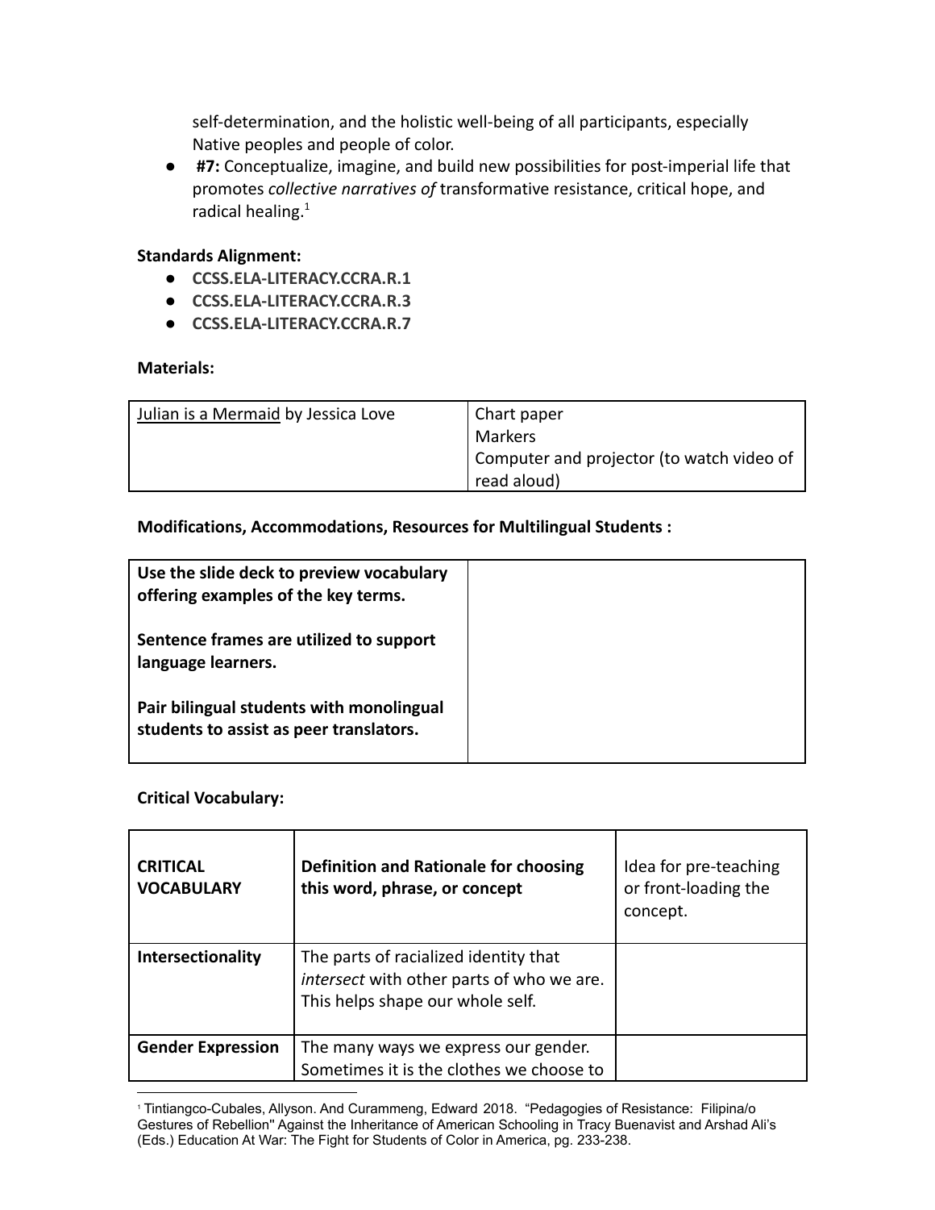self-determination, and the holistic well-being of all participants, especially Native peoples and people of color.

- **#7:** Conceptualize, imagine, and build new possibilities for post-imperial life that promotes *collective narratives of* transformative resistance, critical hope, and radical healing.[1]

**Standards Alignment:**

- **CCSS.ELA-LITERACY.CCRA.R.1**
- **CCSS.ELA-LITERACY.CCRA.R.3**
- **CCSS.ELA-LITERACY.CCRA.R.7**

**Materials:**

| Julian is a Mermaid by Jessica Love | Chart paper<br>Markers<br>Computer and projector (to watch video of read aloud) |
|---|---|

**Modifications, Accommodations, Resources for Multilingual Students :**

| **Use the slide deck to preview vocabulary offering examples of the key terms.**<br><br>**Sentence frames are utilized to support language learners.**<br><br>**Pair bilingual students with monolingual students to assist as peer translators.** | |
|---|---|

**Critical Vocabulary:**

| **CRITICAL VOCABULARY** | **Definition and Rationale for choosing this word, phrase, or concept** | Idea for pre-teaching or front-loading the concept. |
|---|---|---|
| **Intersectionality** | The parts of racialized identity that *intersect* with other parts of who we are. This helps shape our whole self. | |
| **Gender Expression** | The many ways we express our gender. Sometimes it is the clothes we choose to | |

[1] Tintiangco-Cubales, Allyson. And Curammeng, Edward 2018. "Pedagogies of Resistance: Filipina/o Gestures of Rebellion" Against the Inheritance of American Schooling in Tracy Buenavist and Arshad Ali's (Eds.) Education At War: The Fight for Students of Color in America, pg. 233-238.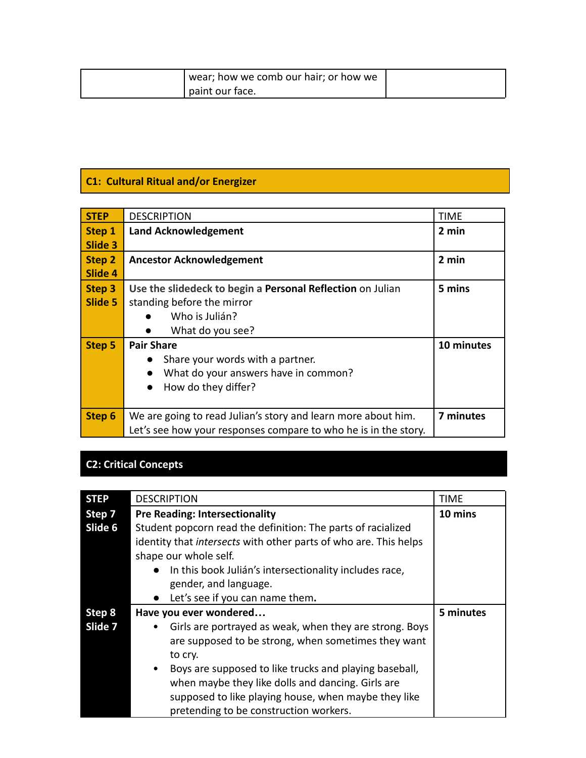| | wear; how we comb our hair; or how we paint our face. | |
|---|---|---|

## C1: Cultural Ritual and/or Energizer

| STEP | DESCRIPTION | TIME |
|---|---|---|
| **Step 1 Slide 3** | **Land Acknowledgement** | **2 min** |
| **Step 2 Slide 4** | **Ancestor Acknowledgement** | **2 min** |
| **Step 3 Slide 5** | **Use the slidedeck to begin a Personal Reflection** on Julian standing before the mirror<br>● Who is Julián?<br>● What do you see? | **5 mins** |
| **Step 5** | **Pair Share**<br>● Share your words with a partner.<br>● What do your answers have in common?<br>● How do they differ? | **10 minutes** |
| **Step 6** | We are going to read Julian's story and learn more about him. Let's see how your responses compare to who he is in the story. | **7 minutes** |

## C2: Critical Concepts

| STEP | DESCRIPTION | TIME |
|---|---|---|
| **Step 7 Slide 6** | **Pre Reading: Intersectionality**<br>Student popcorn read the definition: The parts of racialized identity that *intersects* with other parts of who are. This helps shape our whole self.<br>● In this book Julián's intersectionality includes race, gender, and language.<br>● Let's see if you can name them**.** | **10 mins** |
| **Step 8 Slide 7** | **Have you ever wondered…**<br>• Girls are portrayed as weak, when they are strong. Boys are supposed to be strong, when sometimes they want to cry.<br>• Boys are supposed to like trucks and playing baseball, when maybe they like dolls and dancing. Girls are supposed to like playing house, when maybe they like pretending to be construction workers. | **5 minutes** |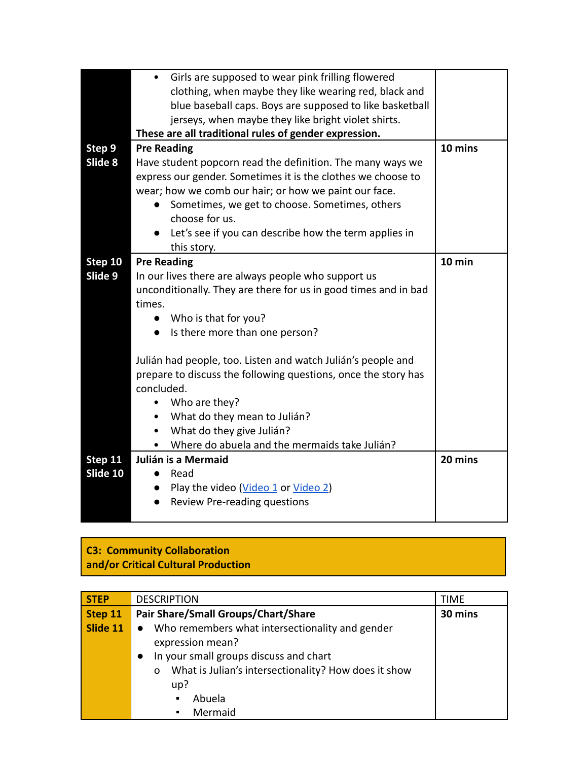| | | |
|---|---|---|
| | • Girls are supposed to wear pink frilling flowered clothing, when maybe they like wearing red, black and blue baseball caps. Boys are supposed to like basketball jerseys, when maybe they like bright violet shirts.<br>**These are all traditional rules of gender expression.** | |
| **Step 9**<br>**Slide 8** | **Pre Reading**<br>Have student popcorn read the definition. The many ways we express our gender. Sometimes it is the clothes we choose to wear; how we comb our hair; or how we paint our face.<br>● Sometimes, we get to choose. Sometimes, others choose for us.<br>● Let's see if you can describe how the term applies in this story. | **10 mins** |
| **Step 10**<br>**Slide 9** | **Pre Reading**<br>In our lives there are always people who support us unconditionally. They are there for us in good times and in bad times.<br>● Who is that for you?<br>● Is there more than one person?<br><br>Julián had people, too. Listen and watch Julián's people and prepare to discuss the following questions, once the story has concluded.<br>• Who are they?<br>• What do they mean to Julián?<br>• What do they give Julián?<br>• Where do abuela and the mermaids take Julián? | **10 min** |
| **Step 11**<br>**Slide 10** | **Julián is a Mermaid**<br>● Read<br>● Play the video (Video 1 or Video 2)<br>● Review Pre-reading questions | **20 mins** |

**C3: Community Collaboration and/or Critical Cultural Production**

| STEP | DESCRIPTION | TIME |
|---|---|---|
| **Step 11**<br>**Slide 11** | **Pair Share/Small Groups/Chart/Share**<br>● Who remembers what intersectionality and gender expression mean?<br>● In your small groups discuss and chart<br>o What is Julian's intersectionality? How does it show up?<br>▪ Abuela<br>▪ Mermaid | **30 mins** |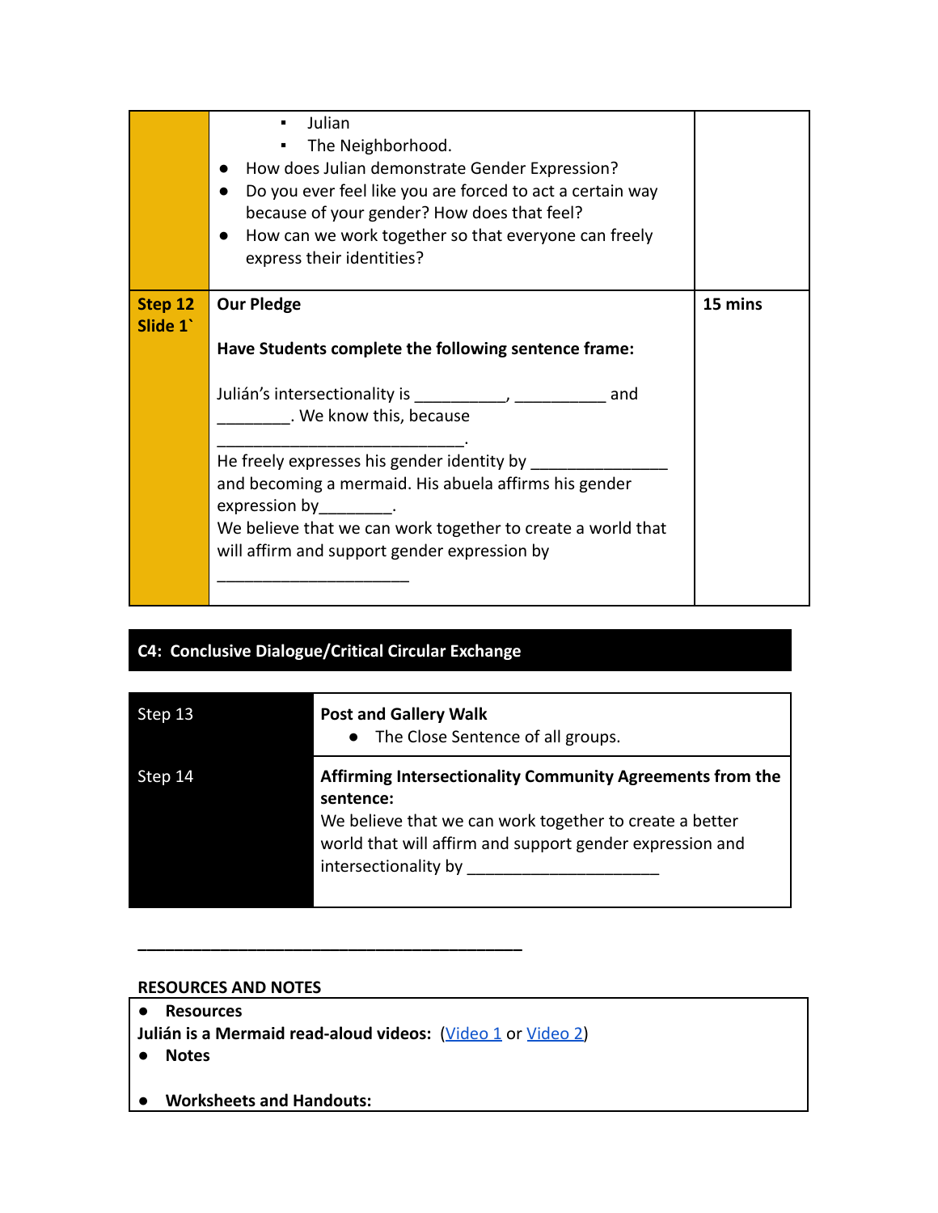| | | |
|---|---|---|
| | ▪ Julian<br>▪ The Neighborhood.<br>● How does Julian demonstrate Gender Expression?<br>● Do you ever feel like you are forced to act a certain way because of your gender? How does that feel?<br>● How can we work together so that everyone can freely express their identities? | |
| **Step 12 Slide 1`** | **Our Pledge**<br><br>**Have Students complete the following sentence frame:**<br><br>Julián's intersectionality is __________, __________ and ________. We know this, because ____________________________.<br>He freely expresses his gender identity by _______________ and becoming a mermaid. His abuela affirms his gender expression by________.<br>We believe that we can work together to create a world that will affirm and support gender expression by _____________________ | **15 mins** |

## C4: Conclusive Dialogue/Critical Circular Exchange

| | |
|---|---|
| Step 13 | **Post and Gallery Walk**<br>● The Close Sentence of all groups. |
| Step 14 | **Affirming Intersectionality Community Agreements from the sentence:**<br>We believe that we can work together to create a better world that will affirm and support gender expression and intersectionality by _____________________ |

---

**RESOURCES AND NOTES**

- **Resources**

**Julián is a Mermaid read-aloud videos:** (Video 1 or Video 2)

- **Notes**

- **Worksheets and Handouts:**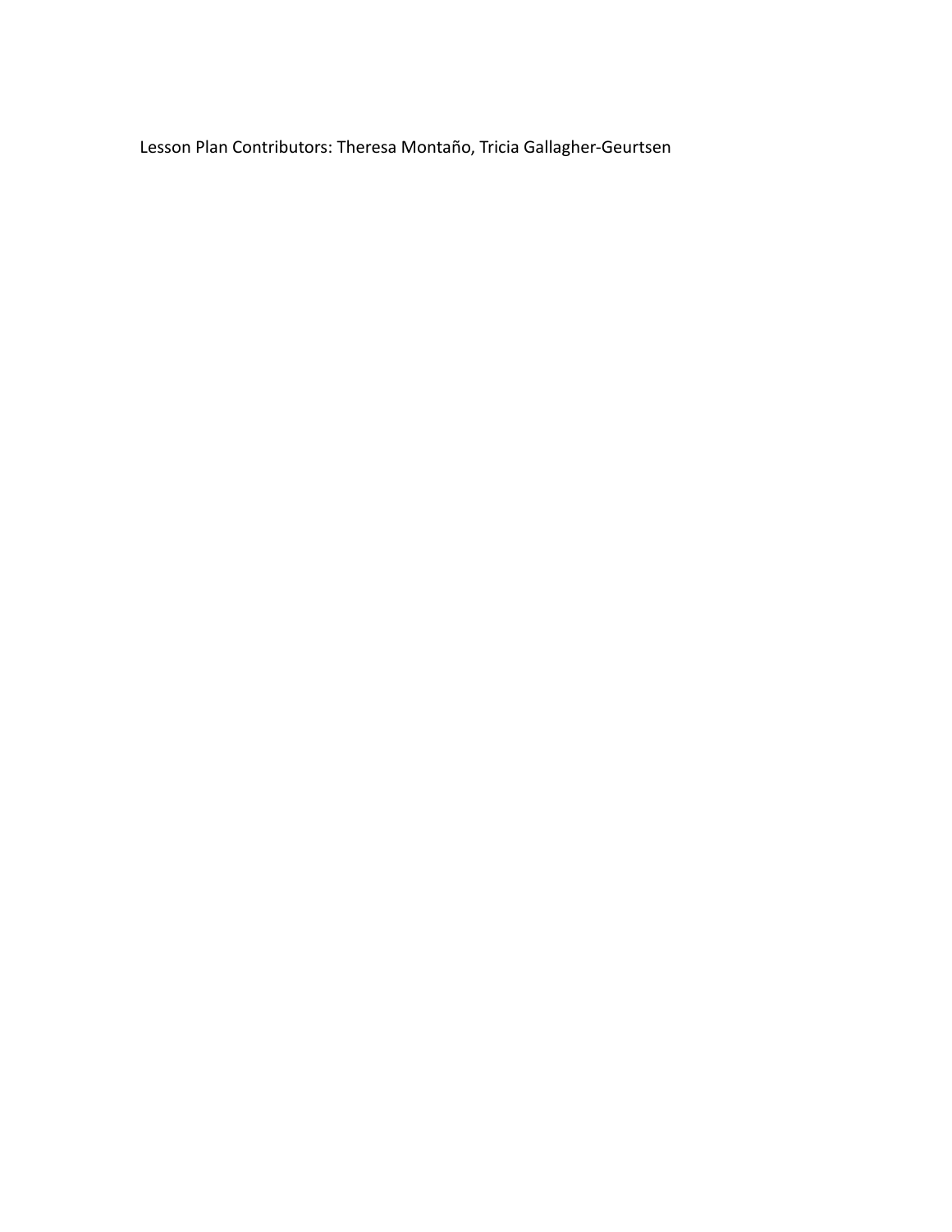Lesson Plan Contributors: Theresa Montaño, Tricia Gallagher-Geurtsen